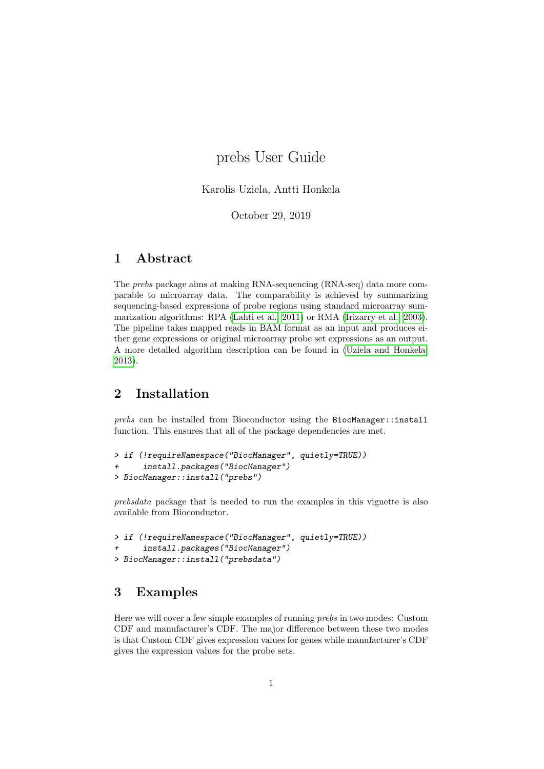# prebs User Guide

Karolis Uziela, Antti Honkela

October 29, 2019

## 1 Abstract

The *prebs* package aims at making RNA-sequencing (RNA-seq) data more comparable to microarray data. The comparability is achieved by summarizing sequencing-based expressions of probe regions using standard microarray summarization algorithms: RPA (Lahti et al., 2011) or RMA (Irizarry et al., 2003). The pipeline takes mapped reads in BAM format as an input and produces either gene expressions or original microarray probe set expressions as an output. A more detailed algorithm description can be found in (Uziela and Honkela, 2013).

## 2 Installation

*prebs* can be installed from Bioconductor using the `BiocManager::install` function. This ensures that all of the package dependencies are met.

```
> if (!requireNamespace("BiocManager", quietly=TRUE))
+     install.packages("BiocManager")
> BiocManager::install("prebs")
```

*prebsdata* package that is needed to run the examples in this vignette is also available from Bioconductor.

```
> if (!requireNamespace("BiocManager", quietly=TRUE))
+     install.packages("BiocManager")
> BiocManager::install("prebsdata")
```

## 3 Examples

Here we will cover a few simple examples of running *prebs* in two modes: Custom CDF and manufacturer's CDF. The major difference between these two modes is that Custom CDF gives expression values for genes while manufacturer's CDF gives the expression values for the probe sets.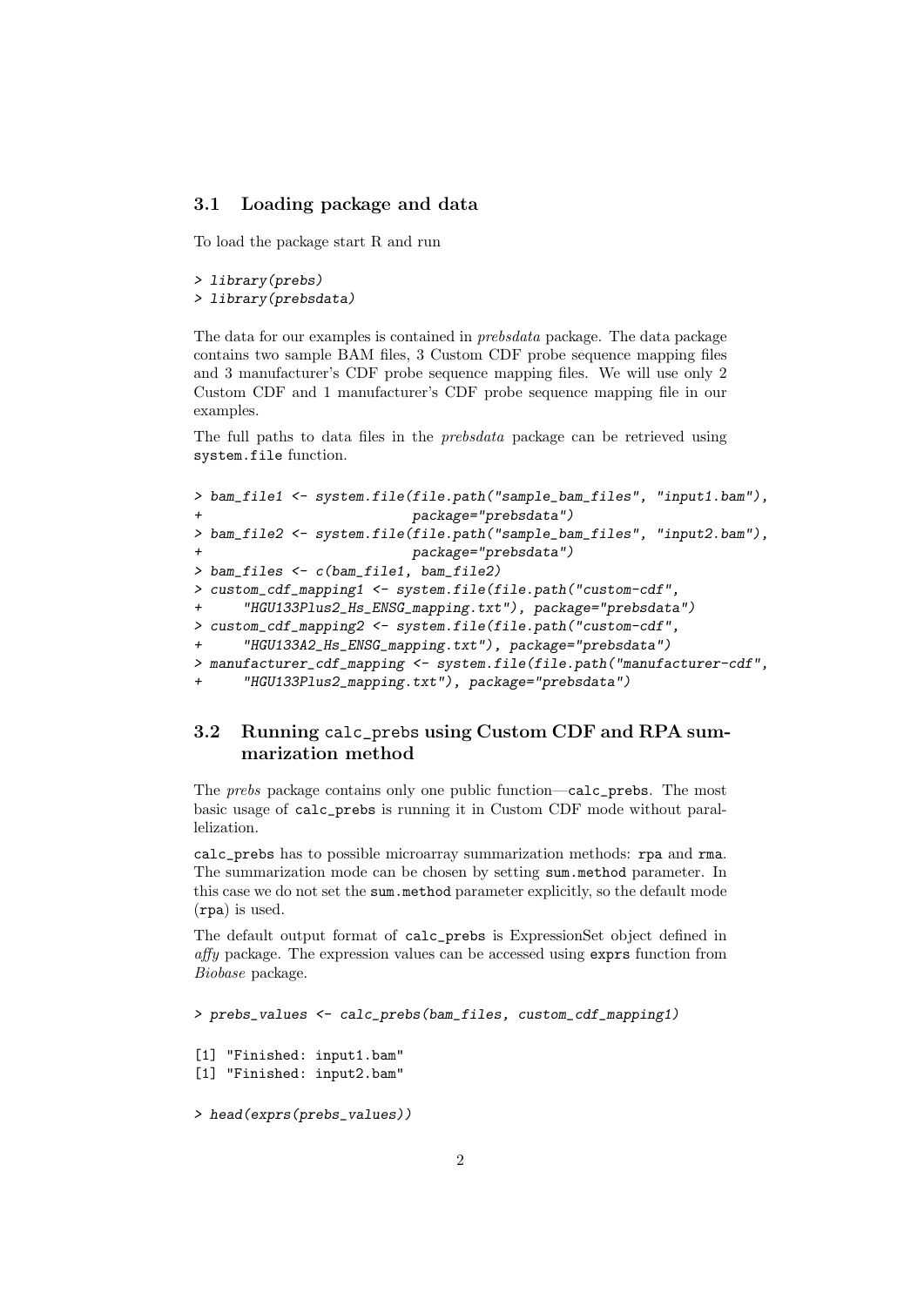### 3.1 Loading package and data

To load the package start R and run

```
> library(prebs)
> library(prebsdata)
```

The data for our examples is contained in *prebsdata* package. The data package contains two sample BAM files, 3 Custom CDF probe sequence mapping files and 3 manufacturer's CDF probe sequence mapping files. We will use only 2 Custom CDF and 1 manufacturer's CDF probe sequence mapping file in our examples.

The full paths to data files in the *prebsdata* package can be retrieved using `system.file` function.

```
> bam_file1 <- system.file(file.path("sample_bam_files", "input1.bam"),
+                         package="prebsdata")
> bam_file2 <- system.file(file.path("sample_bam_files", "input2.bam"),
+                         package="prebsdata")
> bam_files <- c(bam_file1, bam_file2)
> custom_cdf_mapping1 <- system.file(file.path("custom-cdf",
+     "HGU133Plus2_Hs_ENSG_mapping.txt"), package="prebsdata")
> custom_cdf_mapping2 <- system.file(file.path("custom-cdf",
+     "HGU133A2_Hs_ENSG_mapping.txt"), package="prebsdata")
> manufacturer_cdf_mapping <- system.file(file.path("manufacturer-cdf",
+     "HGU133Plus2_mapping.txt"), package="prebsdata")
```

### 3.2 Running `calc_prebs` using Custom CDF and RPA summarization method

The *prebs* package contains only one public function—`calc_prebs`. The most basic usage of `calc_prebs` is running it in Custom CDF mode without parallelization.

`calc_prebs` has to possible microarray summarization methods: `rpa` and `rma`. The summarization mode can be chosen by setting `sum.method` parameter. In this case we do not set the `sum.method` parameter explicitly, so the default mode (`rpa`) is used.

The default output format of `calc_prebs` is ExpressionSet object defined in *affy* package. The expression values can be accessed using `exprs` function from *Biobase* package.

```
> prebs_values <- calc_prebs(bam_files, custom_cdf_mapping1)

[1] "Finished: input1.bam"
[1] "Finished: input2.bam"

> head(exprs(prebs_values))
```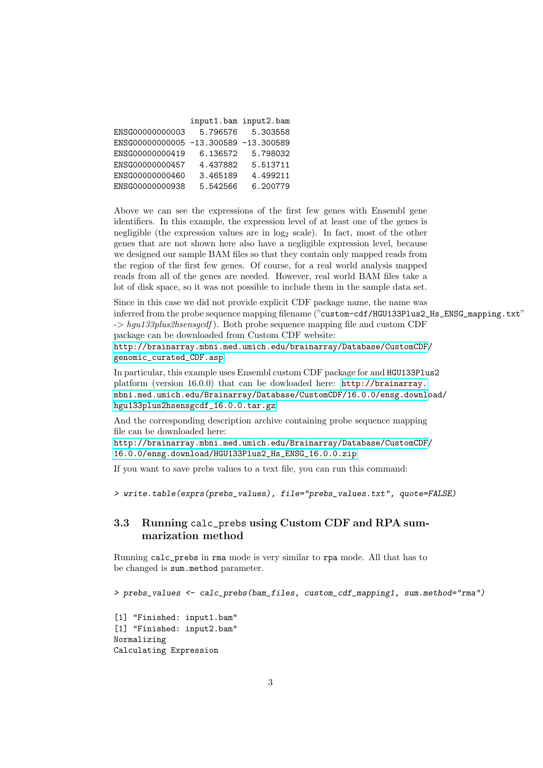```
                input1.bam input2.bam
ENSG00000000003   5.796576   5.303558
ENSG00000000005 -13.300589 -13.300589
ENSG00000000419   6.136572   5.798032
ENSG00000000457   4.437882   5.513711
ENSG00000000460   3.465189   4.499211
ENSG00000000938   5.542566   6.200779
```

Above we can see the expressions of the first few genes with Ensembl gene identifiers. In this example, the expression level of at least one of the genes is negligible (the expression values are in $\log_2$ scale). In fact, most of the other genes that are not shown here also have a negligible expression level, because we designed our sample BAM files so that they contain only mapped reads from the region of the first few genes. Of course, for a real world analysis mapped reads from all of the genes are needed. However, real world BAM files take a lot of disk space, so it was not possible to include them in the sample data set.

Since in this case we did not provide explicit CDF package name, the name was inferred from the probe sequence mapping filename ("`custom-cdf/HGU133Plus2_Hs_ENSG_mapping.txt`" -> *hgu133plus2hsensgcdf*). Both probe sequence mapping file and custom CDF package can be downloaded from Custom CDF website:
http://brainarray.mbni.med.umich.edu/brainarray/Database/CustomCDF/genomic_curated_CDF.asp

In particular, this example uses Ensembl custom CDF package for and `HGU133Plus2` platform (version 16.0.0) that can be dowloaded here: http://brainarray.mbni.med.umich.edu/Brainarray/Database/CustomCDF/16.0.0/ensg.download/hgu133plus2hsensgcdf_16.0.0.tar.gz

And the corresponding description archive containing probe sequence mapping file can be downloaded here:
http://brainarray.mbni.med.umich.edu/Brainarray/Database/CustomCDF/16.0.0/ensg.download/HGU133Plus2_Hs_ENSG_16.0.0.zip

If you want to save prebs values to a text file, you can run this command:

```
> write.table(exprs(prebs_values), file="prebs_values.txt", quote=FALSE)
```

## 3.3 Running `calc_prebs` using Custom CDF and RPA summarization method

Running `calc_prebs` in `rma` mode is very similar to `rpa` mode. All that has to be changed is `sum.method` parameter.

```
> prebs_values <- calc_prebs(bam_files, custom_cdf_mapping1, sum.method="rma")

[1] "Finished: input1.bam"
[1] "Finished: input2.bam"
Normalizing
Calculating Expression
```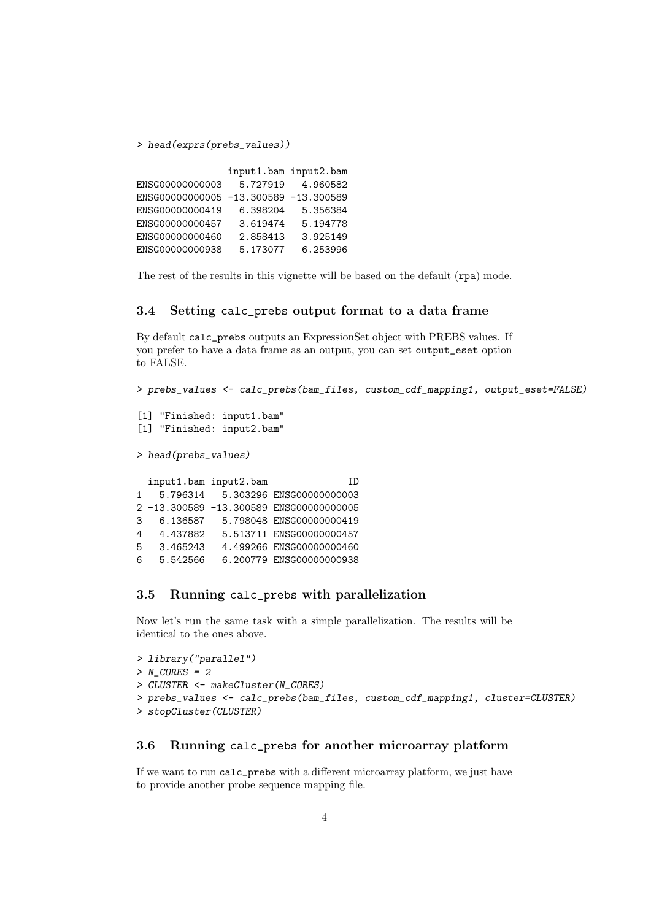```
> head(exprs(prebs_values))

                input1.bam input2.bam
ENSG00000000003   5.727919   4.960582
ENSG00000000005 -13.300589 -13.300589
ENSG00000000419   6.398204   5.356384
ENSG00000000457   3.619474   5.194778
ENSG00000000460   2.858413   3.925149
ENSG00000000938   5.173077   6.253996
```

The rest of the results in this vignette will be based on the default (rpa) mode.

### 3.4 Setting calc_prebs output format to a data frame

By default calc_prebs outputs an ExpressionSet object with PREBS values. If you prefer to have a data frame as an output, you can set output_eset option to FALSE.

```
> prebs_values <- calc_prebs(bam_files, custom_cdf_mapping1, output_eset=FALSE)

[1] "Finished: input1.bam"
[1] "Finished: input2.bam"

> head(prebs_values)

  input1.bam input2.bam              ID
1   5.796314   5.303296 ENSG00000000003
2 -13.300589 -13.300589 ENSG00000000005
3   6.136587   5.798048 ENSG00000000419
4   4.437882   5.513711 ENSG00000000457
5   3.465243   4.499266 ENSG00000000460
6   5.542566   6.200779 ENSG00000000938
```

### 3.5 Running calc_prebs with parallelization

Now let's run the same task with a simple parallelization. The results will be identical to the ones above.

```
> library("parallel")
> N_CORES = 2
> CLUSTER <- makeCluster(N_CORES)
> prebs_values <- calc_prebs(bam_files, custom_cdf_mapping1, cluster=CLUSTER)
> stopCluster(CLUSTER)
```

### 3.6 Running calc_prebs for another microarray platform

If we want to run calc_prebs with a different microarray platform, we just have to provide another probe sequence mapping file.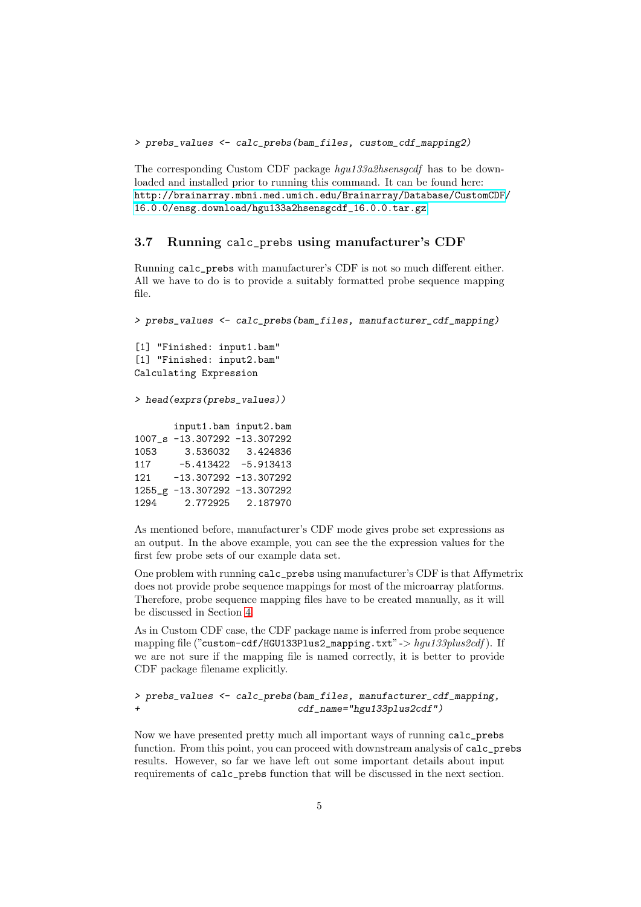```
> prebs_values <- calc_prebs(bam_files, custom_cdf_mapping2)
```

The corresponding Custom CDF package *hgu133a2hsensgcdf* has to be downloaded and installed prior to running this command. It can be found here: http://brainarray.mbni.med.umich.edu/Brainarray/Database/CustomCDF/16.0.0/ensg.download/hgu133a2hsensgcdf_16.0.0.tar.gz

### 3.7 Running calc_prebs using manufacturer's CDF

Running `calc_prebs` with manufacturer's CDF is not so much different either. All we have to do is to provide a suitably formatted probe sequence mapping file.

```
> prebs_values <- calc_prebs(bam_files, manufacturer_cdf_mapping)

[1] "Finished: input1.bam"
[1] "Finished: input2.bam"
Calculating Expression

> head(exprs(prebs_values))

       input1.bam input2.bam
1007_s -13.307292 -13.307292
1053     3.536032   3.424836
117     -5.413422  -5.913413
121    -13.307292 -13.307292
1255_g -13.307292 -13.307292
1294     2.772925   2.187970
```

As mentioned before, manufacturer's CDF mode gives probe set expressions as an output. In the above example, you can see the the expression values for the first few probe sets of our example data set.

One problem with running `calc_prebs` using manufacturer's CDF is that Affymetrix does not provide probe sequence mappings for most of the microarray platforms. Therefore, probe sequence mapping files have to be created manually, as it will be discussed in Section 4.

As in Custom CDF case, the CDF package name is inferred from probe sequence mapping file ("`custom-cdf/HGU133Plus2_mapping.txt`" -> *hgu133plus2cdf*). If we are not sure if the mapping file is named correctly, it is better to provide CDF package filename explicitly.

```
> prebs_values <- calc_prebs(bam_files, manufacturer_cdf_mapping,
+                            cdf_name="hgu133plus2cdf")
```

Now we have presented pretty much all important ways of running `calc_prebs` function. From this point, you can proceed with downstream analysis of `calc_prebs` results. However, so far we have left out some important details about input requirements of `calc_prebs` function that will be discussed in the next section.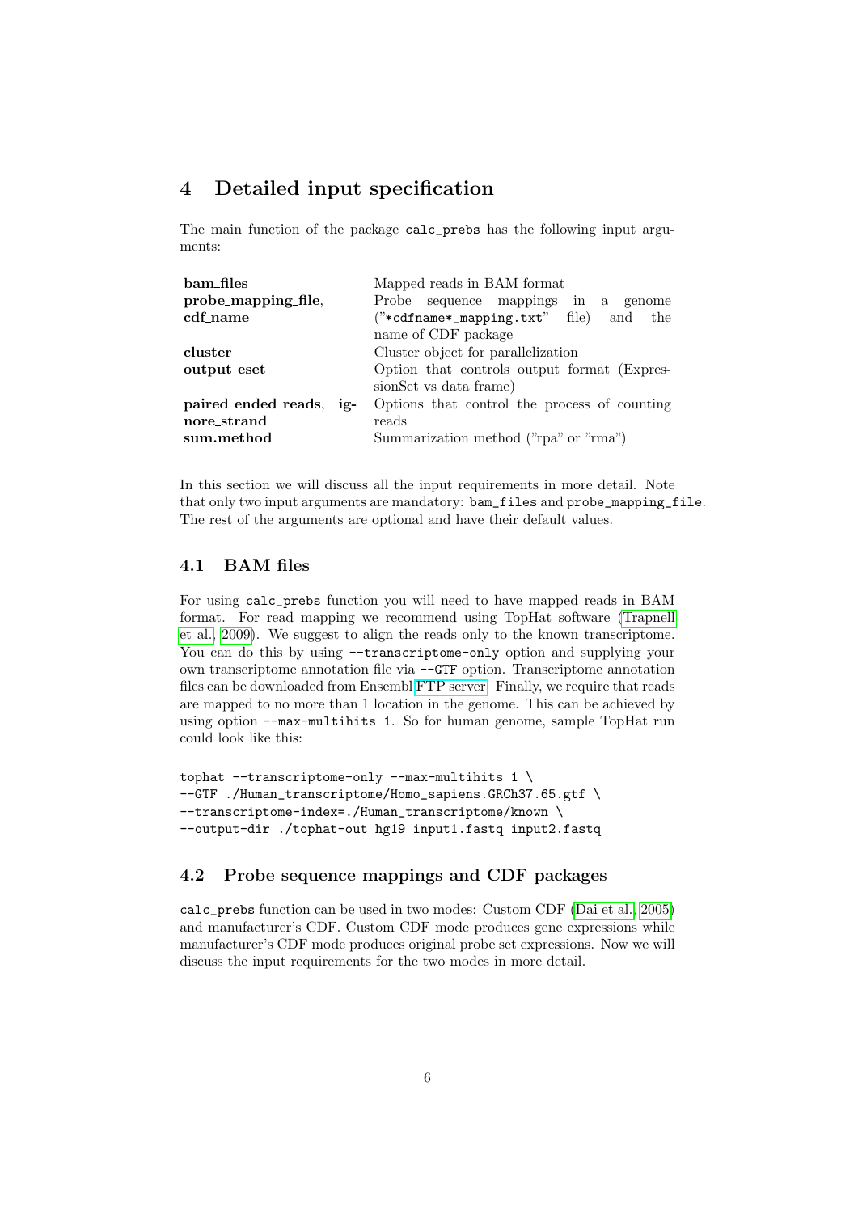# 4 Detailed input specification

The main function of the package `calc_prebs` has the following input arguments:

| | |
|---|---|
| **bam_files** | Mapped reads in BAM format |
| **probe_mapping_file, cdf_name** | Probe sequence mappings in a genome ("`*cdfname*_mapping.txt`" file) and the name of CDF package |
| **cluster** | Cluster object for parallelization |
| **output_eset** | Option that controls output format (ExpressionSet vs data frame) |
| **paired_ended_reads, ignore_strand** | Options that control the process of counting reads |
| **sum.method** | Summarization method ("rpa" or "rma") |

In this section we will discuss all the input requirements in more detail. Note that only two input arguments are mandatory: `bam_files` and `probe_mapping_file`. The rest of the arguments are optional and have their default values.

## 4.1 BAM files

For using `calc_prebs` function you will need to have mapped reads in BAM format. For read mapping we recommend using TopHat software (Trapnell et al., 2009). We suggest to align the reads only to the known transcriptome. You can do this by using `--transcriptome-only` option and supplying your own transcriptome annotation file via `--GTF` option. Transcriptome annotation files can be downloaded from Ensembl FTP server. Finally, we require that reads are mapped to no more than 1 location in the genome. This can be achieved by using option `--max-multihits 1`. So for human genome, sample TopHat run could look like this:

```
tophat --transcriptome-only --max-multihits 1 \
--GTF ./Human_transcriptome/Homo_sapiens.GRCh37.65.gtf \
--transcriptome-index=./Human_transcriptome/known \
--output-dir ./tophat-out hg19 input1.fastq input2.fastq
```

## 4.2 Probe sequence mappings and CDF packages

`calc_prebs` function can be used in two modes: Custom CDF (Dai et al., 2005) and manufacturer's CDF. Custom CDF mode produces gene expressions while manufacturer's CDF mode produces original probe set expressions. Now we will discuss the input requirements for the two modes in more detail.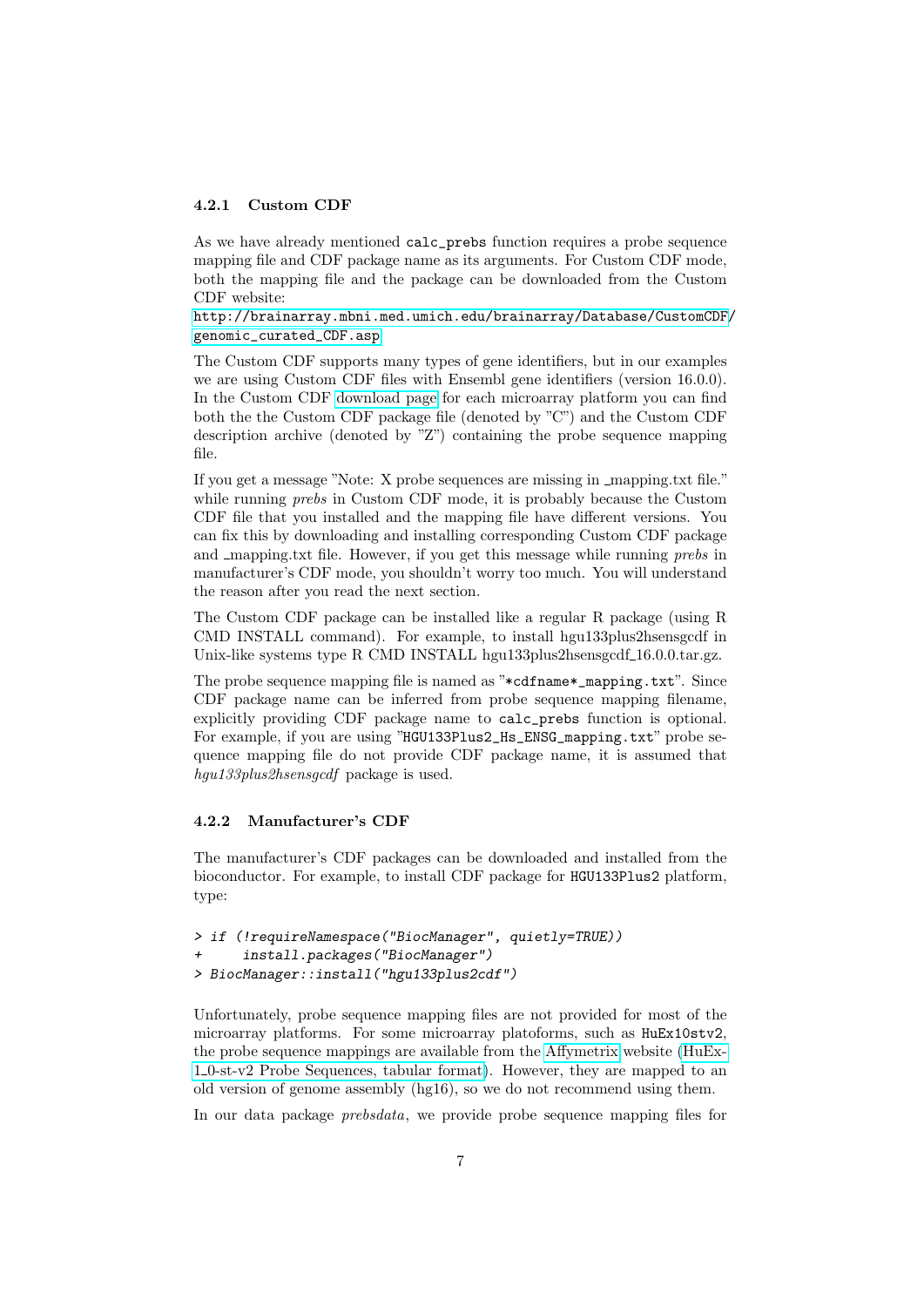### 4.2.1 Custom CDF

As we have already mentioned `calc_prebs` function requires a probe sequence mapping file and CDF package name as its arguments. For Custom CDF mode, both the mapping file and the package can be downloaded from the Custom CDF website:
http://brainarray.mbni.med.umich.edu/brainarray/Database/CustomCDF/genomic_curated_CDF.asp

The Custom CDF supports many types of gene identifiers, but in our examples we are using Custom CDF files with Ensembl gene identifiers (version 16.0.0). In the Custom CDF download page for each microarray platform you can find both the the Custom CDF package file (denoted by "C") and the Custom CDF description archive (denoted by "Z") containing the probe sequence mapping file.

If you get a message "Note: X probe sequences are missing in _mapping.txt file." while running *prebs* in Custom CDF mode, it is probably because the Custom CDF file that you installed and the mapping file have different versions. You can fix this by downloading and installing corresponding Custom CDF package and _mapping.txt file. However, if you get this message while running *prebs* in manufacturer's CDF mode, you shouldn't worry too much. You will understand the reason after you read the next section.

The Custom CDF package can be installed like a regular R package (using R CMD INSTALL command). For example, to install hgu133plus2hsensgcdf in Unix-like systems type R CMD INSTALL hgu133plus2hsensgcdf_16.0.0.tar.gz.

The probe sequence mapping file is named as "`*cdfname*_mapping.txt`". Since CDF package name can be inferred from probe sequence mapping filename, explicitly providing CDF package name to `calc_prebs` function is optional. For example, if you are using "`HGU133Plus2_Hs_ENSG_mapping.txt`" probe sequence mapping file do not provide CDF package name, it is assumed that *hgu133plus2hsensgcdf* package is used.

### 4.2.2 Manufacturer's CDF

The manufacturer's CDF packages can be downloaded and installed from the bioconductor. For example, to install CDF package for `HGU133Plus2` platform, type:

```
> if (!requireNamespace("BiocManager", quietly=TRUE))
+     install.packages("BiocManager")
> BiocManager::install("hgu133plus2cdf")
```

Unfortunately, probe sequence mapping files are not provided for most of the microarray platoforms. For some microarray platforms, such as `HuEx10stv2`, the probe sequence mappings are available from the Affymetrix website (HuEx-1_0-st-v2 Probe Sequences, tabular format). However, they are mapped to an old version of genome assembly (hg16), so we do not recommend using them.

In our data package *prebsdata*, we provide probe sequence mapping files for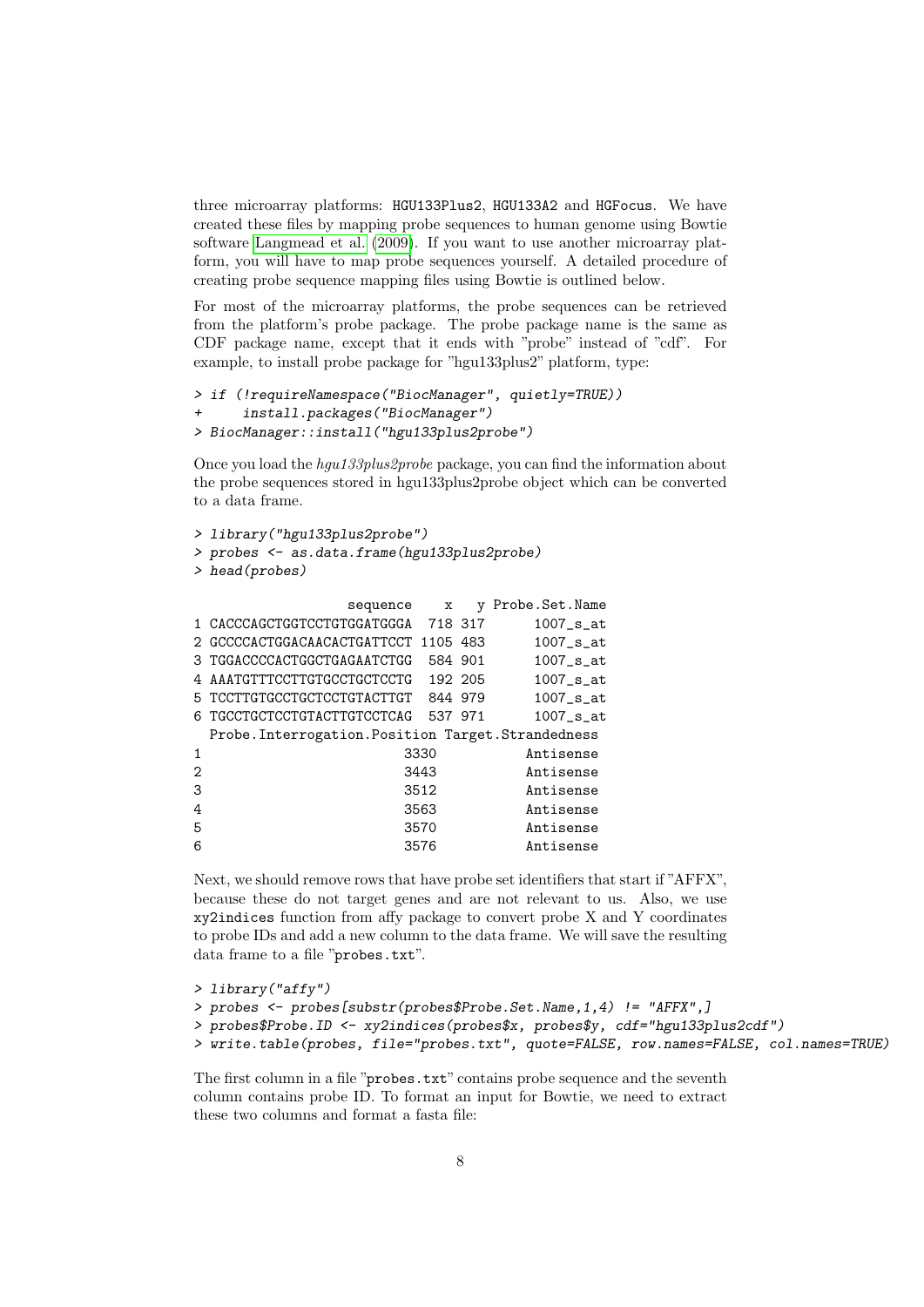three microarray platforms: HGU133Plus2, HGU133A2 and HGFocus. We have created these files by mapping probe sequences to human genome using Bowtie software Langmead et al. (2009). If you want to use another microarray platform, you will have to map probe sequences yourself. A detailed procedure of creating probe sequence mapping files using Bowtie is outlined below.

For most of the microarray platforms, the probe sequences can be retrieved from the platform's probe package. The probe package name is the same as CDF package name, except that it ends with "probe" instead of "cdf". For example, to install probe package for "hgu133plus2" platform, type:

```
> if (!requireNamespace("BiocManager", quietly=TRUE))
+     install.packages("BiocManager")
> BiocManager::install("hgu133plus2probe")
```

Once you load the *hgu133plus2probe* package, you can find the information about the probe sequences stored in hgu133plus2probe object which can be converted to a data frame.

```
> library("hgu133plus2probe")
> probes <- as.data.frame(hgu133plus2probe)
> head(probes)

                   sequence    x   y Probe.Set.Name
1 CACCCAGCTGGTCCTGTGGATGGGA  718 317      1007_s_at
2 GCCCCACTGGACAACACTGATTCCT 1105 483      1007_s_at
3 TGGACCCCACTGGCTGAGAATCTGG  584 901      1007_s_at
4 AAATGTTTCCTTGTGCCTGCTCCTG  192 205      1007_s_at
5 TCCTTGTGCCTGCTCCTGTACTTGT  844 979      1007_s_at
6 TGCCTGCTCCTGTACTTGTCCTCAG  537 971      1007_s_at
  Probe.Interrogation.Position Target.Strandedness
1                         3330           Antisense
2                         3443           Antisense
3                         3512           Antisense
4                         3563           Antisense
5                         3570           Antisense
6                         3576           Antisense
```

Next, we should remove rows that have probe set identifiers that start if "AFFX", because these do not target genes and are not relevant to us. Also, we use xy2indices function from affy package to convert probe X and Y coordinates to probe IDs and add a new column to the data frame. We will save the resulting data frame to a file "probes.txt".

```
> library("affy")
> probes <- probes[substr(probes$Probe.Set.Name,1,4) != "AFFX",]
> probes$Probe.ID <- xy2indices(probes$x, probes$y, cdf="hgu133plus2cdf")
> write.table(probes, file="probes.txt", quote=FALSE, row.names=FALSE, col.names=TRUE)
```

The first column in a file "probes.txt" contains probe sequence and the seventh column contains probe ID. To format an input for Bowtie, we need to extract these two columns and format a fasta file: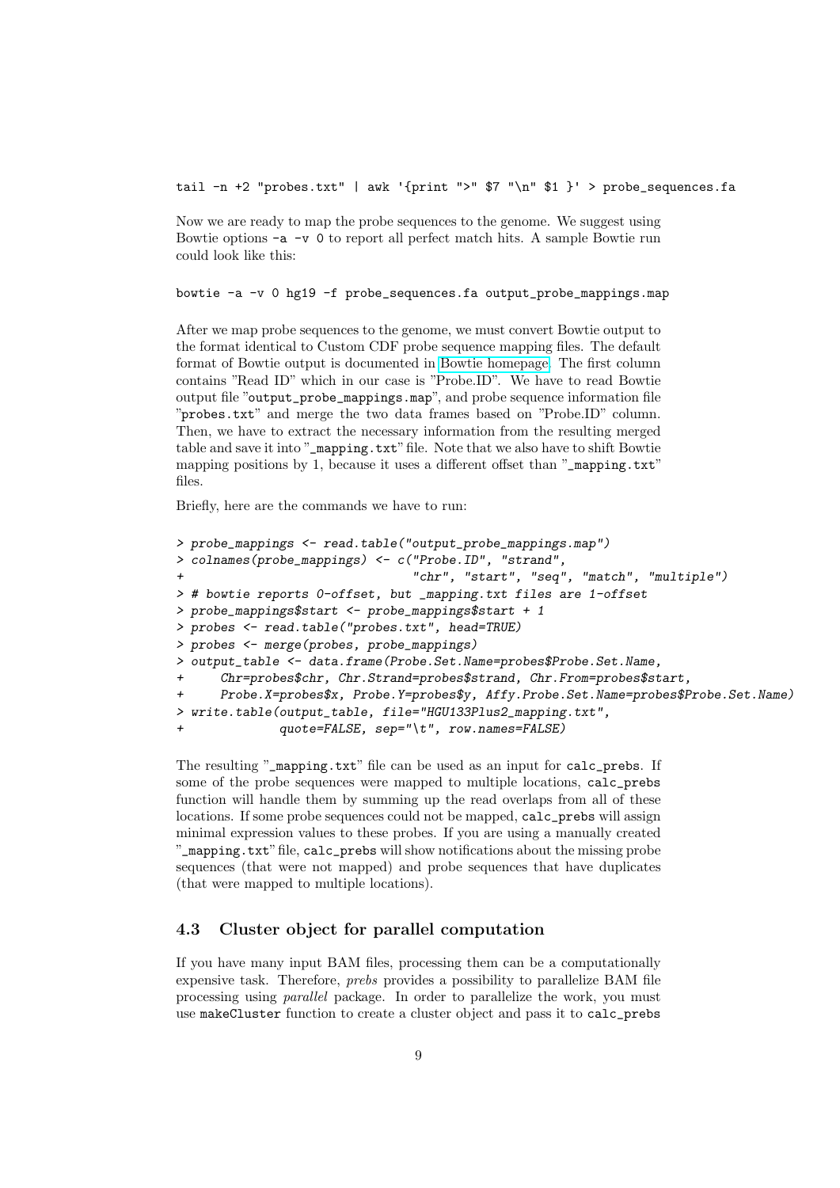```
tail -n +2 "probes.txt" | awk '{print ">" $7 "\n" $1 }' > probe_sequences.fa
```

Now we are ready to map the probe sequences to the genome. We suggest using Bowtie options `-a -v 0` to report all perfect match hits. A sample Bowtie run could look like this:

```
bowtie -a -v 0 hg19 -f probe_sequences.fa output_probe_mappings.map
```

After we map probe sequences to the genome, we must convert Bowtie output to the format identical to Custom CDF probe sequence mapping files. The default format of Bowtie output is documented in Bowtie homepage. The first column contains "Read ID" which in our case is "Probe.ID". We have to read Bowtie output file "`output_probe_mappings.map`", and probe sequence information file "`probes.txt`" and merge the two data frames based on "Probe.ID" column. Then, we have to extract the necessary information from the resulting merged table and save it into "`_mapping.txt`" file. Note that we also have to shift Bowtie mapping positions by 1, because it uses a different offset than "`_mapping.txt`" files.

Briefly, here are the commands we have to run:

```
> probe_mappings <- read.table("output_probe_mappings.map")
> colnames(probe_mappings) <- c("Probe.ID", "strand",
+                               "chr", "start", "seq", "match", "multiple")
> # bowtie reports 0-offset, but _mapping.txt files are 1-offset
> probe_mappings$start <- probe_mappings$start + 1
> probes <- read.table("probes.txt", head=TRUE)
> probes <- merge(probes, probe_mappings)
> output_table <- data.frame(Probe.Set.Name=probes$Probe.Set.Name,
+     Chr=probes$chr, Chr.Strand=probes$strand, Chr.From=probes$start,
+     Probe.X=probes$x, Probe.Y=probes$y, Affy.Probe.Set.Name=probes$Probe.Set.Name)
> write.table(output_table, file="HGU133Plus2_mapping.txt",
+             quote=FALSE, sep="\t", row.names=FALSE)
```

The resulting "`_mapping.txt`" file can be used as an input for `calc_prebs`. If some of the probe sequences were mapped to multiple locations, `calc_prebs` function will handle them by summing up the read overlaps from all of these locations. If some probe sequences could not be mapped, `calc_prebs` will assign minimal expression values to these probes. If you are using a manually created "`_mapping.txt`" file, `calc_prebs` will show notifications about the missing probe sequences (that were not mapped) and probe sequences that have duplicates (that were mapped to multiple locations).

### 4.3 Cluster object for parallel computation

If you have many input BAM files, processing them can be a computationally expensive task. Therefore, *prebs* provides a possibility to parallelize BAM file processing using *parallel* package. In order to parallelize the work, you must use `makeCluster` function to create a cluster object and pass it to `calc_prebs`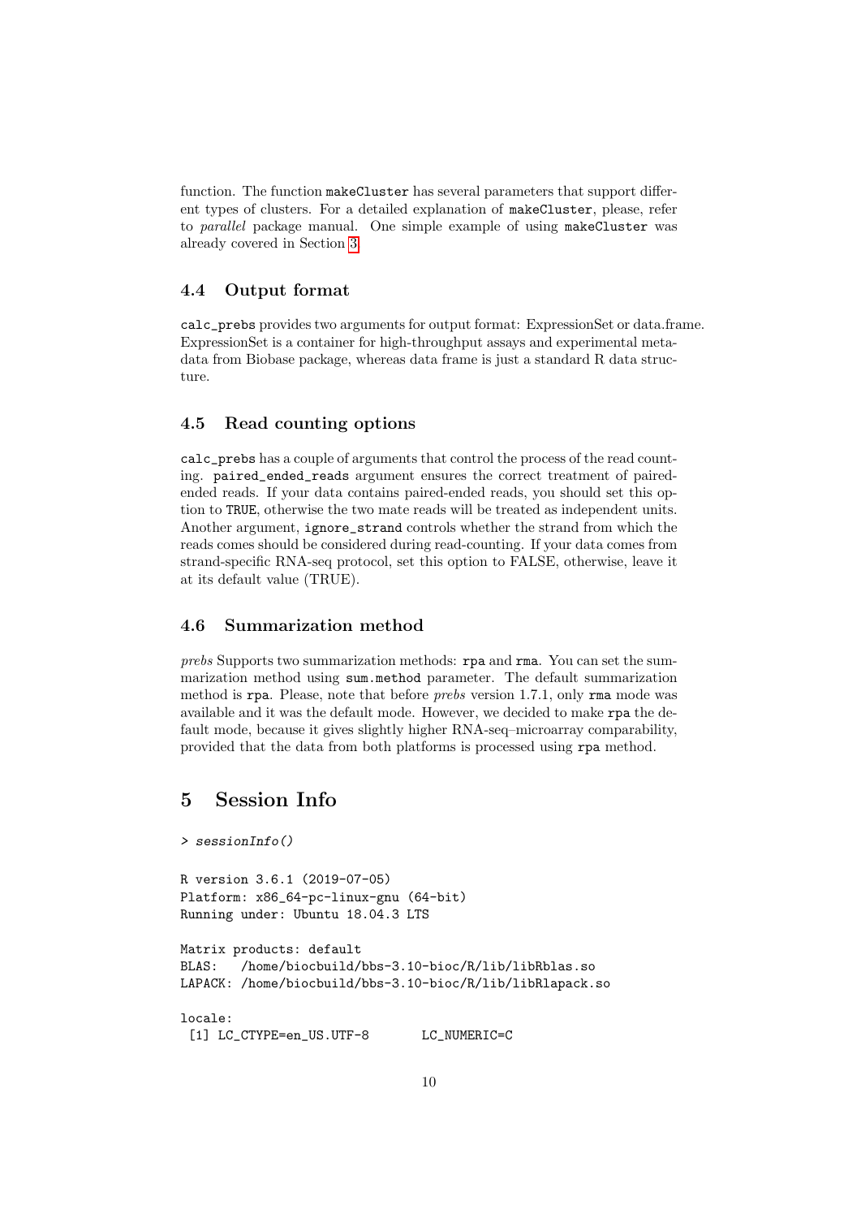function. The function `makeCluster` has several parameters that support different types of clusters. For a detailed explanation of `makeCluster`, please, refer to *parallel* package manual. One simple example of using `makeCluster` was already covered in Section 3.

### 4.4 Output format

`calc_prebs` provides two arguments for output format: ExpressionSet or data.frame. ExpressionSet is a container for high-throughput assays and experimental metadata from Biobase package, whereas data frame is just a standard R data structure.

### 4.5 Read counting options

`calc_prebs` has a couple of arguments that control the process of the read counting. `paired_ended_reads` argument ensures the correct treatment of paired-ended reads. If your data contains paired-ended reads, you should set this option to `TRUE`, otherwise the two mate reads will be treated as independent units. Another argument, `ignore_strand` controls whether the strand from which the reads comes should be considered during read-counting. If your data comes from strand-specific RNA-seq protocol, set this option to FALSE, otherwise, leave it at its default value (TRUE).

### 4.6 Summarization method

*prebs* Supports two summarization methods: `rpa` and `rma`. You can set the summarization method using `sum.method` parameter. The default summarization method is `rpa`. Please, note that before *prebs* version 1.7.1, only `rma` mode was available and it was the default mode. However, we decided to make `rpa` the default mode, because it gives slightly higher RNA-seq–microarray comparability, provided that the data from both platforms is processed using `rpa` method.

## 5 Session Info

```
> sessionInfo()

R version 3.6.1 (2019-07-05)
Platform: x86_64-pc-linux-gnu (64-bit)
Running under: Ubuntu 18.04.3 LTS

Matrix products: default
BLAS:   /home/biocbuild/bbs-3.10-bioc/R/lib/libRblas.so
LAPACK: /home/biocbuild/bbs-3.10-bioc/R/lib/libRlapack.so

locale:
 [1] LC_CTYPE=en_US.UTF-8       LC_NUMERIC=C
```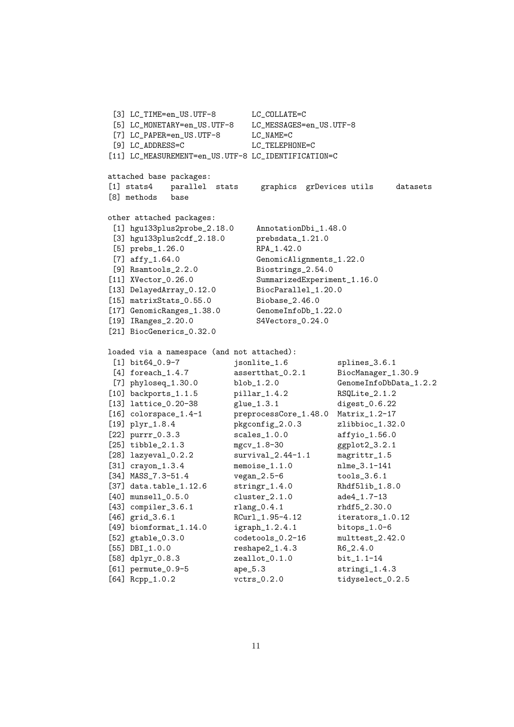```
 [3] LC_TIME=en_US.UTF-8        LC_COLLATE=C
 [5] LC_MONETARY=en_US.UTF-8    LC_MESSAGES=en_US.UTF-8
 [7] LC_PAPER=en_US.UTF-8       LC_NAME=C
 [9] LC_ADDRESS=C               LC_TELEPHONE=C
[11] LC_MEASUREMENT=en_US.UTF-8 LC_IDENTIFICATION=C

attached base packages:
[1] stats4    parallel  stats     graphics  grDevices utils     datasets
[8] methods   base

other attached packages:
 [1] hgu133plus2probe_2.18.0     AnnotationDbi_1.48.0
 [3] hgu133plus2cdf_2.18.0       prebsdata_1.21.0
 [5] prebs_1.26.0                RPA_1.42.0
 [7] affy_1.64.0                 GenomicAlignments_1.22.0
 [9] Rsamtools_2.2.0             Biostrings_2.54.0
[11] XVector_0.26.0              SummarizedExperiment_1.16.0
[13] DelayedArray_0.12.0         BiocParallel_1.20.0
[15] matrixStats_0.55.0          Biobase_2.46.0
[17] GenomicRanges_1.38.0        GenomeInfoDb_1.22.0
[19] IRanges_2.20.0              S4Vectors_0.24.0
[21] BiocGenerics_0.32.0

loaded via a namespace (and not attached):
 [1] bit64_0.9-7            jsonlite_1.6           splines_3.6.1
 [4] foreach_1.4.7          assertthat_0.2.1       BiocManager_1.30.9
 [7] phyloseq_1.30.0        blob_1.2.0             GenomeInfoDbData_1.2.2
[10] backports_1.1.5        pillar_1.4.2           RSQLite_2.1.2
[13] lattice_0.20-38        glue_1.3.1             digest_0.6.22
[16] colorspace_1.4-1       preprocessCore_1.48.0  Matrix_1.2-17
[19] plyr_1.8.4             pkgconfig_2.0.3        zlibbioc_1.32.0
[22] purrr_0.3.3            scales_1.0.0           affyio_1.56.0
[25] tibble_2.1.3           mgcv_1.8-30            ggplot2_3.2.1
[28] lazyeval_0.2.2         survival_2.44-1.1      magrittr_1.5
[31] crayon_1.3.4           memoise_1.1.0          nlme_3.1-141
[34] MASS_7.3-51.4          vegan_2.5-6            tools_3.6.1
[37] data.table_1.12.6      stringr_1.4.0          Rhdf5lib_1.8.0
[40] munsell_0.5.0          cluster_2.1.0          ade4_1.7-13
[43] compiler_3.6.1         rlang_0.4.1            rhdf5_2.30.0
[46] grid_3.6.1             RCurl_1.95-4.12        iterators_1.0.12
[49] biomformat_1.14.0      igraph_1.2.4.1         bitops_1.0-6
[52] gtable_0.3.0           codetools_0.2-16       multtest_2.42.0
[55] DBI_1.0.0              reshape2_1.4.3         R6_2.4.0
[58] dplyr_0.8.3            zeallot_0.1.0          bit_1.1-14
[61] permute_0.9-5          ape_5.3                stringi_1.4.3
[64] Rcpp_1.0.2             vctrs_0.2.0            tidyselect_0.2.5
```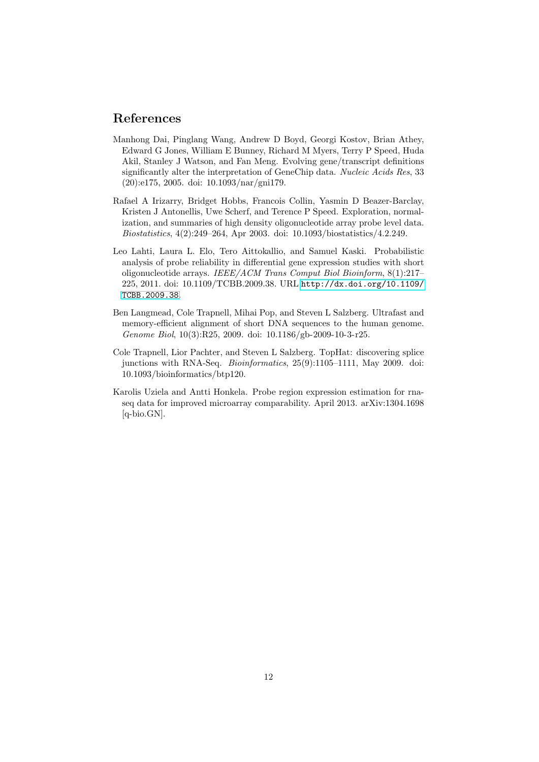## References

Manhong Dai, Pinglang Wang, Andrew D Boyd, Georgi Kostov, Brian Athey, Edward G Jones, William E Bunney, Richard M Myers, Terry P Speed, Huda Akil, Stanley J Watson, and Fan Meng. Evolving gene/transcript definitions significantly alter the interpretation of GeneChip data. *Nucleic Acids Res*, 33 (20):e175, 2005. doi: 10.1093/nar/gni179.

Rafael A Irizarry, Bridget Hobbs, Francois Collin, Yasmin D Beazer-Barclay, Kristen J Antonellis, Uwe Scherf, and Terence P Speed. Exploration, normalization, and summaries of high density oligonucleotide array probe level data. *Biostatistics*, 4(2):249–264, Apr 2003. doi: 10.1093/biostatistics/4.2.249.

Leo Lahti, Laura L. Elo, Tero Aittokallio, and Samuel Kaski. Probabilistic analysis of probe reliability in differential gene expression studies with short oligonucleotide arrays. *IEEE/ACM Trans Comput Biol Bioinform*, 8(1):217–225, 2011. doi: 10.1109/TCBB.2009.38. URL `http://dx.doi.org/10.1109/TCBB.2009.38`.

Ben Langmead, Cole Trapnell, Mihai Pop, and Steven L Salzberg. Ultrafast and memory-efficient alignment of short DNA sequences to the human genome. *Genome Biol*, 10(3):R25, 2009. doi: 10.1186/gb-2009-10-3-r25.

Cole Trapnell, Lior Pachter, and Steven L Salzberg. TopHat: discovering splice junctions with RNA-Seq. *Bioinformatics*, 25(9):1105–1111, May 2009. doi: 10.1093/bioinformatics/btp120.

Karolis Uziela and Antti Honkela. Probe region expression estimation for rna-seq data for improved microarray comparability. April 2013. arXiv:1304.1698 [q-bio.GN].